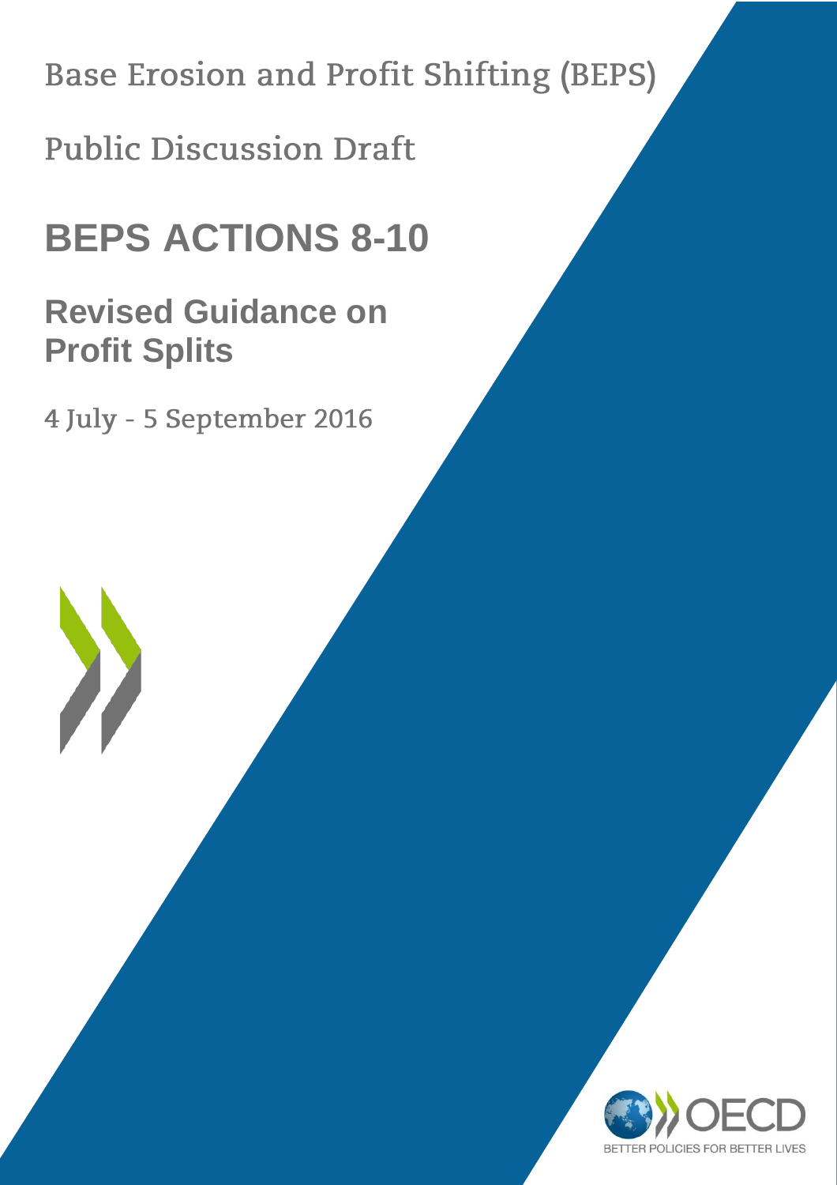Base Erosion and Profit Shifting (BEPS)

Public Discussion Draft

# BEPS ACTIONS 8-10

## Revised Guidance on Profit Splits

4 July - 5 September 2016

OECD

BETTER POLICIES FOR BETTER LIVES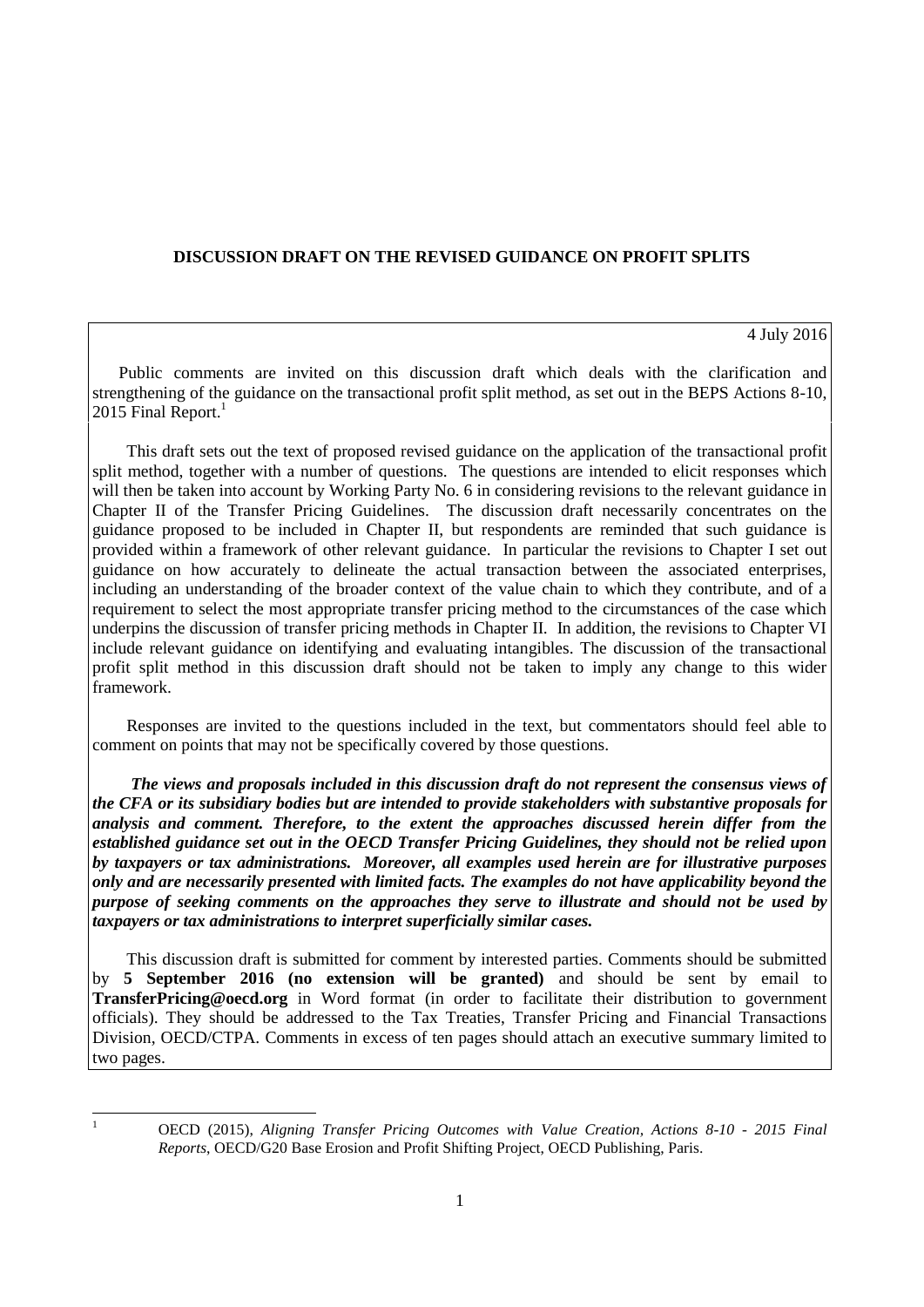**DISCUSSION DRAFT ON THE REVISED GUIDANCE ON PROFIT SPLITS**

4 July 2016

Public comments are invited on this discussion draft which deals with the clarification and strengthening of the guidance on the transactional profit split method, as set out in the BEPS Actions 8-10, 2015 Final Report.[1]

This draft sets out the text of proposed revised guidance on the application of the transactional profit split method, together with a number of questions. The questions are intended to elicit responses which will then be taken into account by Working Party No. 6 in considering revisions to the relevant guidance in Chapter II of the Transfer Pricing Guidelines. The discussion draft necessarily concentrates on the guidance proposed to be included in Chapter II, but respondents are reminded that such guidance is provided within a framework of other relevant guidance. In particular the revisions to Chapter I set out guidance on how accurately to delineate the actual transaction between the associated enterprises, including an understanding of the broader context of the value chain to which they contribute, and of a requirement to select the most appropriate transfer pricing method to the circumstances of the case which underpins the discussion of transfer pricing methods in Chapter II. In addition, the revisions to Chapter VI include relevant guidance on identifying and evaluating intangibles. The discussion of the transactional profit split method in this discussion draft should not be taken to imply any change to this wider framework.

Responses are invited to the questions included in the text, but commentators should feel able to comment on points that may not be specifically covered by those questions.

***The views and proposals included in this discussion draft do not represent the consensus views of the CFA or its subsidiary bodies but are intended to provide stakeholders with substantive proposals for analysis and comment. Therefore, to the extent the approaches discussed herein differ from the established guidance set out in the OECD Transfer Pricing Guidelines, they should not be relied upon by taxpayers or tax administrations. Moreover, all examples used herein are for illustrative purposes only and are necessarily presented with limited facts. The examples do not have applicability beyond the purpose of seeking comments on the approaches they serve to illustrate and should not be used by taxpayers or tax administrations to interpret superficially similar cases.***

This discussion draft is submitted for comment by interested parties. Comments should be submitted by **5 September 2016 (no extension will be granted)** and should be sent by email to **TransferPricing@oecd.org** in Word format (in order to facilitate their distribution to government officials). They should be addressed to the Tax Treaties, Transfer Pricing and Financial Transactions Division, OECD/CTPA. Comments in excess of ten pages should attach an executive summary limited to two pages.

---

[1] OECD (2015), *Aligning Transfer Pricing Outcomes with Value Creation, Actions 8-10 - 2015 Final Reports*, OECD/G20 Base Erosion and Profit Shifting Project, OECD Publishing, Paris.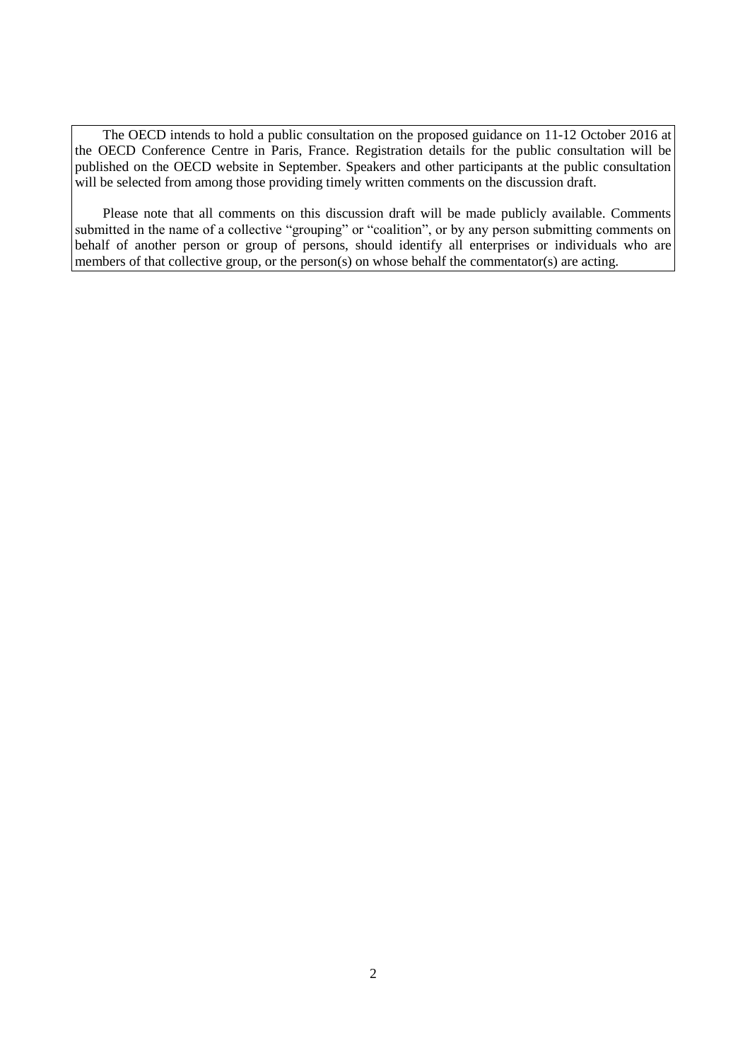The OECD intends to hold a public consultation on the proposed guidance on 11-12 October 2016 at the OECD Conference Centre in Paris, France. Registration details for the public consultation will be published on the OECD website in September. Speakers and other participants at the public consultation will be selected from among those providing timely written comments on the discussion draft.

Please note that all comments on this discussion draft will be made publicly available. Comments submitted in the name of a collective "grouping" or "coalition", or by any person submitting comments on behalf of another person or group of persons, should identify all enterprises or individuals who are members of that collective group, or the person(s) on whose behalf the commentator(s) are acting.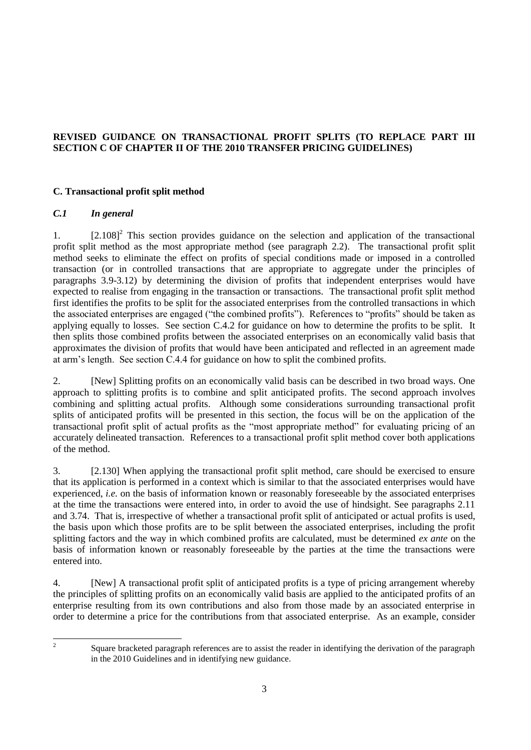**REVISED GUIDANCE ON TRANSACTIONAL PROFIT SPLITS (TO REPLACE PART III SECTION C OF CHAPTER II OF THE 2010 TRANSFER PRICING GUIDELINES)**

## C. Transactional profit split method

### *C.1 In general*

1. [2.108][2] This section provides guidance on the selection and application of the transactional profit split method as the most appropriate method (see paragraph 2.2). The transactional profit split method seeks to eliminate the effect on profits of special conditions made or imposed in a controlled transaction (or in controlled transactions that are appropriate to aggregate under the principles of paragraphs 3.9-3.12) by determining the division of profits that independent enterprises would have expected to realise from engaging in the transaction or transactions. The transactional profit split method first identifies the profits to be split for the associated enterprises from the controlled transactions in which the associated enterprises are engaged ("the combined profits"). References to "profits" should be taken as applying equally to losses. See section C.4.2 for guidance on how to determine the profits to be split. It then splits those combined profits between the associated enterprises on an economically valid basis that approximates the division of profits that would have been anticipated and reflected in an agreement made at arm's length. See section C.4.4 for guidance on how to split the combined profits.

2. [New] Splitting profits on an economically valid basis can be described in two broad ways. One approach to splitting profits is to combine and split anticipated profits. The second approach involves combining and splitting actual profits. Although some considerations surrounding transactional profit splits of anticipated profits will be presented in this section, the focus will be on the application of the transactional profit split of actual profits as the "most appropriate method" for evaluating pricing of an accurately delineated transaction. References to a transactional profit split method cover both applications of the method.

3. [2.130] When applying the transactional profit split method, care should be exercised to ensure that its application is performed in a context which is similar to that the associated enterprises would have experienced, *i.e.* on the basis of information known or reasonably foreseeable by the associated enterprises at the time the transactions were entered into, in order to avoid the use of hindsight. See paragraphs 2.11 and 3.74. That is, irrespective of whether a transactional profit split of anticipated or actual profits is used, the basis upon which those profits are to be split between the associated enterprises, including the profit splitting factors and the way in which combined profits are calculated, must be determined *ex ante* on the basis of information known or reasonably foreseeable by the parties at the time the transactions were entered into.

4. [New] A transactional profit split of anticipated profits is a type of pricing arrangement whereby the principles of splitting profits on an economically valid basis are applied to the anticipated profits of an enterprise resulting from its own contributions and also from those made by an associated enterprise in order to determine a price for the contributions from that associated enterprise. As an example, consider

[2] Square bracketed paragraph references are to assist the reader in identifying the derivation of the paragraph in the 2010 Guidelines and in identifying new guidance.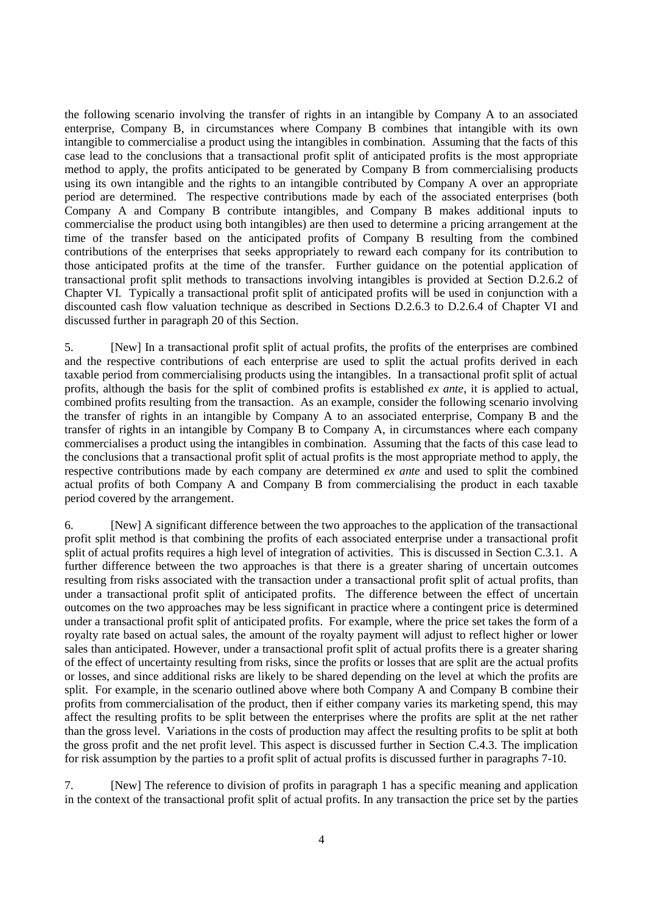the following scenario involving the transfer of rights in an intangible by Company A to an associated enterprise, Company B, in circumstances where Company B combines that intangible with its own intangible to commercialise a product using the intangibles in combination. Assuming that the facts of this case lead to the conclusions that a transactional profit split of anticipated profits is the most appropriate method to apply, the profits anticipated to be generated by Company B from commercialising products using its own intangible and the rights to an intangible contributed by Company A over an appropriate period are determined. The respective contributions made by each of the associated enterprises (both Company A and Company B contribute intangibles, and Company B makes additional inputs to commercialise the product using both intangibles) are then used to determine a pricing arrangement at the time of the transfer based on the anticipated profits of Company B resulting from the combined contributions of the enterprises that seeks appropriately to reward each company for its contribution to those anticipated profits at the time of the transfer. Further guidance on the potential application of transactional profit split methods to transactions involving intangibles is provided at Section D.2.6.2 of Chapter VI. Typically a transactional profit split of anticipated profits will be used in conjunction with a discounted cash flow valuation technique as described in Sections D.2.6.3 to D.2.6.4 of Chapter VI and discussed further in paragraph 20 of this Section.

5. [New] In a transactional profit split of actual profits, the profits of the enterprises are combined and the respective contributions of each enterprise are used to split the actual profits derived in each taxable period from commercialising products using the intangibles. In a transactional profit split of actual profits, although the basis for the split of combined profits is established *ex ante*, it is applied to actual, combined profits resulting from the transaction. As an example, consider the following scenario involving the transfer of rights in an intangible by Company A to an associated enterprise, Company B and the transfer of rights in an intangible by Company B to Company A, in circumstances where each company commercialises a product using the intangibles in combination. Assuming that the facts of this case lead to the conclusions that a transactional profit split of actual profits is the most appropriate method to apply, the respective contributions made by each company are determined *ex ante* and used to split the combined actual profits of both Company A and Company B from commercialising the product in each taxable period covered by the arrangement.

6. [New] A significant difference between the two approaches to the application of the transactional profit split method is that combining the profits of each associated enterprise under a transactional profit split of actual profits requires a high level of integration of activities. This is discussed in Section C.3.1. A further difference between the two approaches is that there is a greater sharing of uncertain outcomes resulting from risks associated with the transaction under a transactional profit split of actual profits, than under a transactional profit split of anticipated profits. The difference between the effect of uncertain outcomes on the two approaches may be less significant in practice where a contingent price is determined under a transactional profit split of anticipated profits. For example, where the price set takes the form of a royalty rate based on actual sales, the amount of the royalty payment will adjust to reflect higher or lower sales than anticipated. However, under a transactional profit split of actual profits there is a greater sharing of the effect of uncertainty resulting from risks, since the profits or losses that are split are the actual profits or losses, and since additional risks are likely to be shared depending on the level at which the profits are split. For example, in the scenario outlined above where both Company A and Company B combine their profits from commercialisation of the product, then if either company varies its marketing spend, this may affect the resulting profits to be split between the enterprises where the profits are split at the net rather than the gross level. Variations in the costs of production may affect the resulting profits to be split at both the gross profit and the net profit level. This aspect is discussed further in Section C.4.3. The implication for risk assumption by the parties to a profit split of actual profits is discussed further in paragraphs 7-10.

7. [New] The reference to division of profits in paragraph 1 has a specific meaning and application in the context of the transactional profit split of actual profits. In any transaction the price set by the parties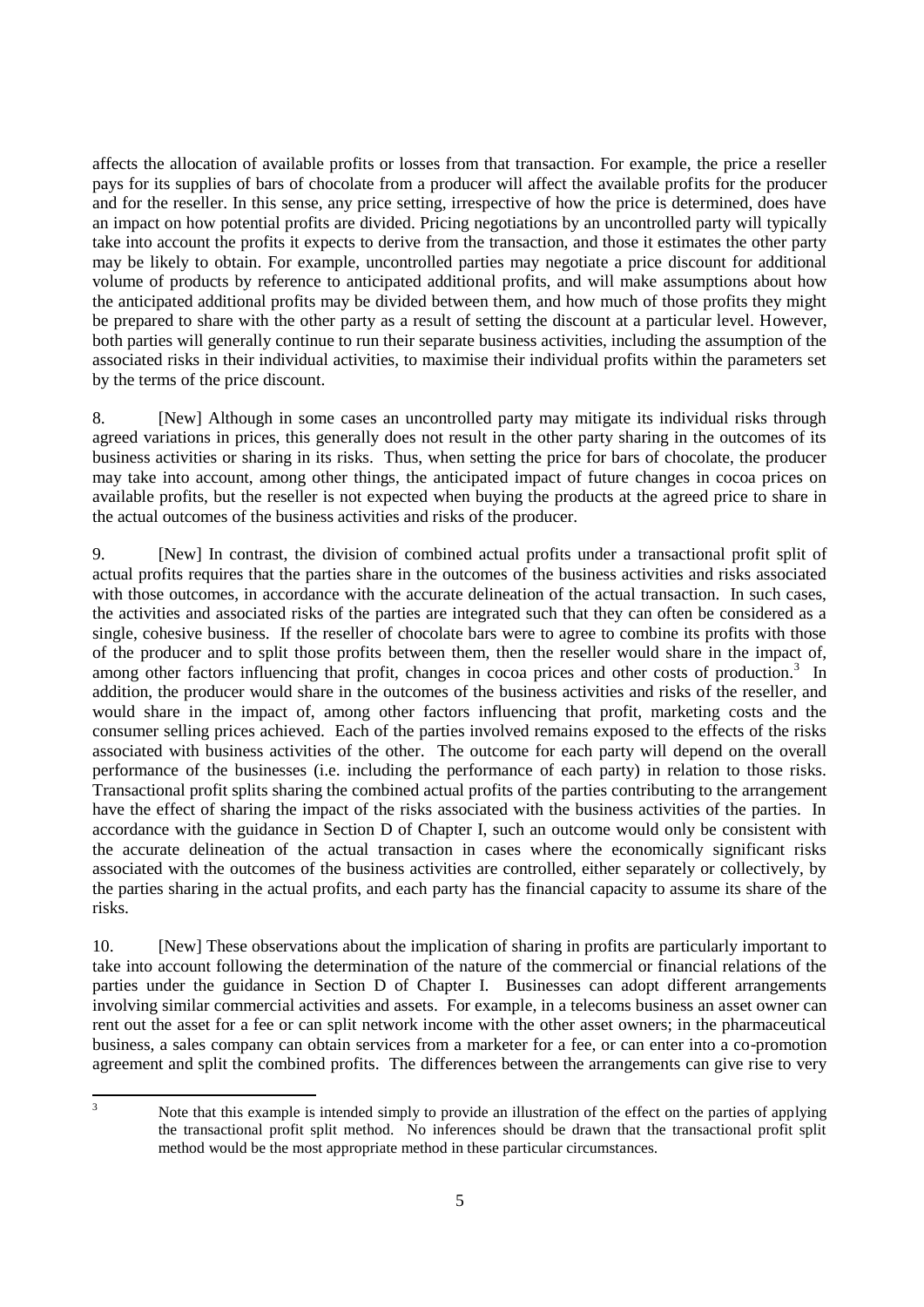affects the allocation of available profits or losses from that transaction. For example, the price a reseller pays for its supplies of bars of chocolate from a producer will affect the available profits for the producer and for the reseller. In this sense, any price setting, irrespective of how the price is determined, does have an impact on how potential profits are divided. Pricing negotiations by an uncontrolled party will typically take into account the profits it expects to derive from the transaction, and those it estimates the other party may be likely to obtain. For example, uncontrolled parties may negotiate a price discount for additional volume of products by reference to anticipated additional profits, and will make assumptions about how the anticipated additional profits may be divided between them, and how much of those profits they might be prepared to share with the other party as a result of setting the discount at a particular level. However, both parties will generally continue to run their separate business activities, including the assumption of the associated risks in their individual activities, to maximise their individual profits within the parameters set by the terms of the price discount.

8. [New] Although in some cases an uncontrolled party may mitigate its individual risks through agreed variations in prices, this generally does not result in the other party sharing in the outcomes of its business activities or sharing in its risks. Thus, when setting the price for bars of chocolate, the producer may take into account, among other things, the anticipated impact of future changes in cocoa prices on available profits, but the reseller is not expected when buying the products at the agreed price to share in the actual outcomes of the business activities and risks of the producer.

9. [New] In contrast, the division of combined actual profits under a transactional profit split of actual profits requires that the parties share in the outcomes of the business activities and risks associated with those outcomes, in accordance with the accurate delineation of the actual transaction. In such cases, the activities and associated risks of the parties are integrated such that they can often be considered as a single, cohesive business. If the reseller of chocolate bars were to agree to combine its profits with those of the producer and to split those profits between them, then the reseller would share in the impact of, among other factors influencing that profit, changes in cocoa prices and other costs of production.[3] In addition, the producer would share in the outcomes of the business activities and risks of the reseller, and would share in the impact of, among other factors influencing that profit, marketing costs and the consumer selling prices achieved. Each of the parties involved remains exposed to the effects of the risks associated with business activities of the other. The outcome for each party will depend on the overall performance of the businesses (i.e. including the performance of each party) in relation to those risks. Transactional profit splits sharing the combined actual profits of the parties contributing to the arrangement have the effect of sharing the impact of the risks associated with the business activities of the parties. In accordance with the guidance in Section D of Chapter I, such an outcome would only be consistent with the accurate delineation of the actual transaction in cases where the economically significant risks associated with the outcomes of the business activities are controlled, either separately or collectively, by the parties sharing in the actual profits, and each party has the financial capacity to assume its share of the risks.

10. [New] These observations about the implication of sharing in profits are particularly important to take into account following the determination of the nature of the commercial or financial relations of the parties under the guidance in Section D of Chapter I. Businesses can adopt different arrangements involving similar commercial activities and assets. For example, in a telecoms business an asset owner can rent out the asset for a fee or can split network income with the other asset owners; in the pharmaceutical business, a sales company can obtain services from a marketer for a fee, or can enter into a co-promotion agreement and split the combined profits. The differences between the arrangements can give rise to very

[3] Note that this example is intended simply to provide an illustration of the effect on the parties of applying the transactional profit split method. No inferences should be drawn that the transactional profit split method would be the most appropriate method in these particular circumstances.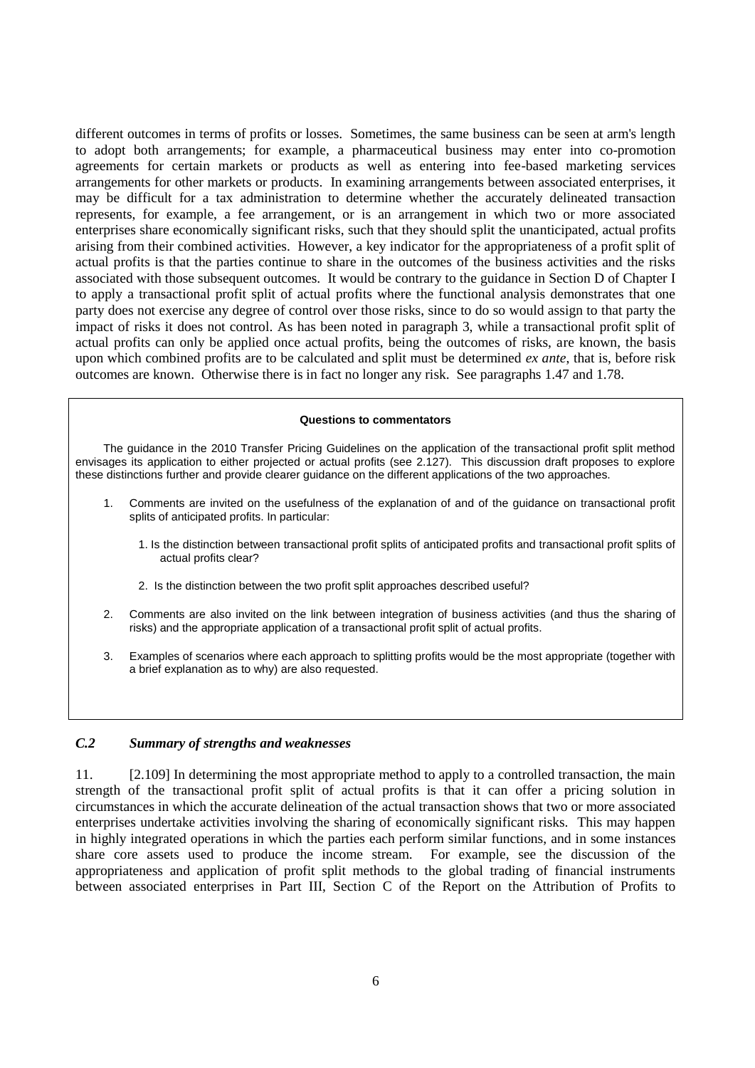different outcomes in terms of profits or losses. Sometimes, the same business can be seen at arm's length to adopt both arrangements; for example, a pharmaceutical business may enter into co-promotion agreements for certain markets or products as well as entering into fee-based marketing services arrangements for other markets or products. In examining arrangements between associated enterprises, it may be difficult for a tax administration to determine whether the accurately delineated transaction represents, for example, a fee arrangement, or is an arrangement in which two or more associated enterprises share economically significant risks, such that they should split the unanticipated, actual profits arising from their combined activities. However, a key indicator for the appropriateness of a profit split of actual profits is that the parties continue to share in the outcomes of the business activities and the risks associated with those subsequent outcomes. It would be contrary to the guidance in Section D of Chapter I to apply a transactional profit split of actual profits where the functional analysis demonstrates that one party does not exercise any degree of control over those risks, since to do so would assign to that party the impact of risks it does not control. As has been noted in paragraph 3, while a transactional profit split of actual profits can only be applied once actual profits, being the outcomes of risks, are known, the basis upon which combined profits are to be calculated and split must be determined *ex ante*, that is, before risk outcomes are known. Otherwise there is in fact no longer any risk. See paragraphs 1.47 and 1.78.

**Questions to commentators**

The guidance in the 2010 Transfer Pricing Guidelines on the application of the transactional profit split method envisages its application to either projected or actual profits (see 2.127). This discussion draft proposes to explore these distinctions further and provide clearer guidance on the different applications of the two approaches.

1. Comments are invited on the usefulness of the explanation of and of the guidance on transactional profit splits of anticipated profits. In particular:

   1. Is the distinction between transactional profit splits of anticipated profits and transactional profit splits of actual profits clear?

   2. Is the distinction between the two profit split approaches described useful?

2. Comments are also invited on the link between integration of business activities (and thus the sharing of risks) and the appropriate application of a transactional profit split of actual profits.

3. Examples of scenarios where each approach to splitting profits would be the most appropriate (together with a brief explanation as to why) are also requested.

### *C.2 Summary of strengths and weaknesses*

11. [2.109] In determining the most appropriate method to apply to a controlled transaction, the main strength of the transactional profit split of actual profits is that it can offer a pricing solution in circumstances in which the accurate delineation of the actual transaction shows that two or more associated enterprises undertake activities involving the sharing of economically significant risks. This may happen in highly integrated operations in which the parties each perform similar functions, and in some instances share core assets used to produce the income stream. For example, see the discussion of the appropriateness and application of profit split methods to the global trading of financial instruments between associated enterprises in Part III, Section C of the Report on the Attribution of Profits to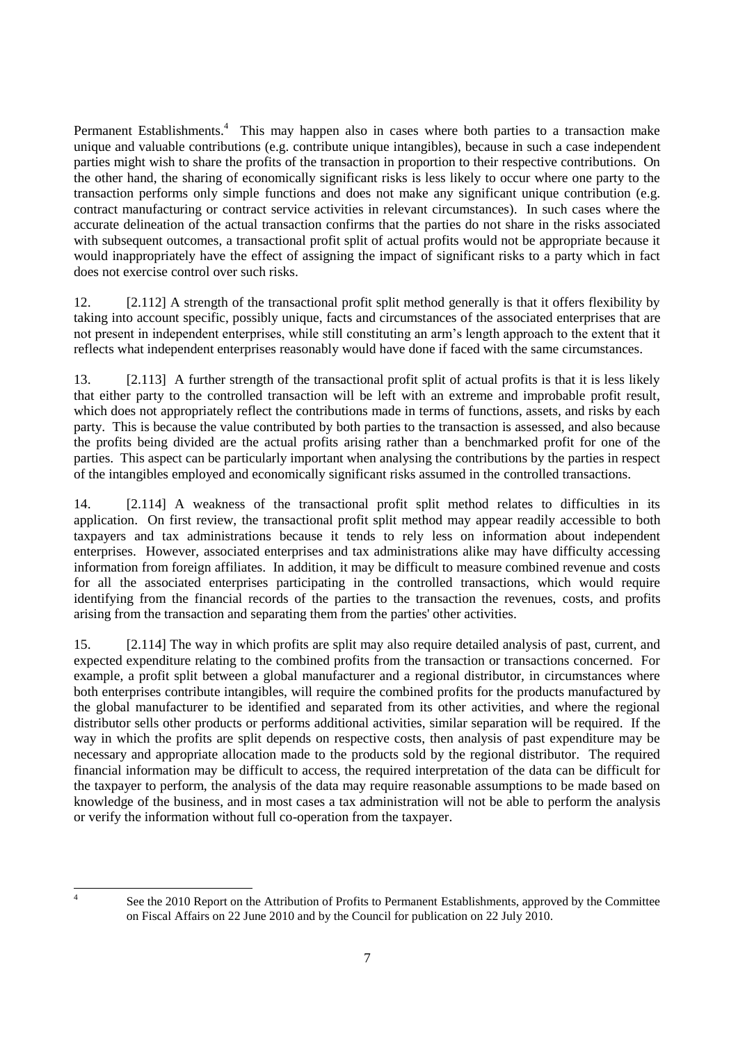Permanent Establishments.[4] This may happen also in cases where both parties to a transaction make unique and valuable contributions (e.g. contribute unique intangibles), because in such a case independent parties might wish to share the profits of the transaction in proportion to their respective contributions. On the other hand, the sharing of economically significant risks is less likely to occur where one party to the transaction performs only simple functions and does not make any significant unique contribution (e.g. contract manufacturing or contract service activities in relevant circumstances). In such cases where the accurate delineation of the actual transaction confirms that the parties do not share in the risks associated with subsequent outcomes, a transactional profit split of actual profits would not be appropriate because it would inappropriately have the effect of assigning the impact of significant risks to a party which in fact does not exercise control over such risks.

12. [2.112] A strength of the transactional profit split method generally is that it offers flexibility by taking into account specific, possibly unique, facts and circumstances of the associated enterprises that are not present in independent enterprises, while still constituting an arm's length approach to the extent that it reflects what independent enterprises reasonably would have done if faced with the same circumstances.

13. [2.113] A further strength of the transactional profit split of actual profits is that it is less likely that either party to the controlled transaction will be left with an extreme and improbable profit result, which does not appropriately reflect the contributions made in terms of functions, assets, and risks by each party. This is because the value contributed by both parties to the transaction is assessed, and also because the profits being divided are the actual profits arising rather than a benchmarked profit for one of the parties. This aspect can be particularly important when analysing the contributions by the parties in respect of the intangibles employed and economically significant risks assumed in the controlled transactions.

14. [2.114] A weakness of the transactional profit split method relates to difficulties in its application. On first review, the transactional profit split method may appear readily accessible to both taxpayers and tax administrations because it tends to rely less on information about independent enterprises. However, associated enterprises and tax administrations alike may have difficulty accessing information from foreign affiliates. In addition, it may be difficult to measure combined revenue and costs for all the associated enterprises participating in the controlled transactions, which would require identifying from the financial records of the parties to the transaction the revenues, costs, and profits arising from the transaction and separating them from the parties' other activities.

15. [2.114] The way in which profits are split may also require detailed analysis of past, current, and expected expenditure relating to the combined profits from the transaction or transactions concerned. For example, a profit split between a global manufacturer and a regional distributor, in circumstances where both enterprises contribute intangibles, will require the combined profits for the products manufactured by the global manufacturer to be identified and separated from its other activities, and where the regional distributor sells other products or performs additional activities, similar separation will be required. If the way in which the profits are split depends on respective costs, then analysis of past expenditure may be necessary and appropriate allocation made to the products sold by the regional distributor. The required financial information may be difficult to access, the required interpretation of the data can be difficult for the taxpayer to perform, the analysis of the data may require reasonable assumptions to be made based on knowledge of the business, and in most cases a tax administration will not be able to perform the analysis or verify the information without full co-operation from the taxpayer.

[4] See the 2010 Report on the Attribution of Profits to Permanent Establishments, approved by the Committee on Fiscal Affairs on 22 June 2010 and by the Council for publication on 22 July 2010.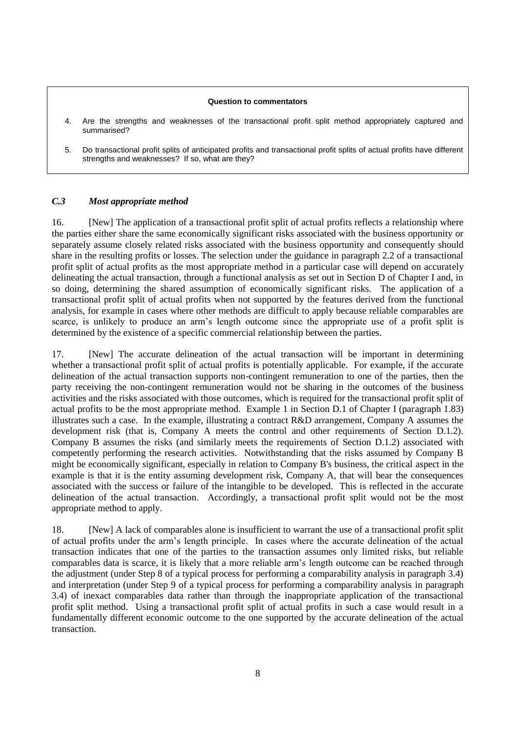**Question to commentators**

4. Are the strengths and weaknesses of the transactional profit split method appropriately captured and summarised?

5. Do transactional profit splits of anticipated profits and transactional profit splits of actual profits have different strengths and weaknesses? If so, what are they?

### *C.3 Most appropriate method*

16. [New] The application of a transactional profit split of actual profits reflects a relationship where the parties either share the same economically significant risks associated with the business opportunity or separately assume closely related risks associated with the business opportunity and consequently should share in the resulting profits or losses. The selection under the guidance in paragraph 2.2 of a transactional profit split of actual profits as the most appropriate method in a particular case will depend on accurately delineating the actual transaction, through a functional analysis as set out in Section D of Chapter I and, in so doing, determining the shared assumption of economically significant risks. The application of a transactional profit split of actual profits when not supported by the features derived from the functional analysis, for example in cases where other methods are difficult to apply because reliable comparables are scarce, is unlikely to produce an arm's length outcome since the appropriate use of a profit split is determined by the existence of a specific commercial relationship between the parties.

17. [New] The accurate delineation of the actual transaction will be important in determining whether a transactional profit split of actual profits is potentially applicable. For example, if the accurate delineation of the actual transaction supports non-contingent remuneration to one of the parties, then the party receiving the non-contingent remuneration would not be sharing in the outcomes of the business activities and the risks associated with those outcomes, which is required for the transactional profit split of actual profits to be the most appropriate method. Example 1 in Section D.1 of Chapter I (paragraph 1.83) illustrates such a case. In the example, illustrating a contract R&D arrangement, Company A assumes the development risk (that is, Company A meets the control and other requirements of Section D.1.2). Company B assumes the risks (and similarly meets the requirements of Section D.1.2) associated with competently performing the research activities. Notwithstanding that the risks assumed by Company B might be economically significant, especially in relation to Company B's business, the critical aspect in the example is that it is the entity assuming development risk, Company A, that will bear the consequences associated with the success or failure of the intangible to be developed. This is reflected in the accurate delineation of the actual transaction. Accordingly, a transactional profit split would not be the most appropriate method to apply.

18. [New] A lack of comparables alone is insufficient to warrant the use of a transactional profit split of actual profits under the arm's length principle. In cases where the accurate delineation of the actual transaction indicates that one of the parties to the transaction assumes only limited risks, but reliable comparables data is scarce, it is likely that a more reliable arm's length outcome can be reached through the adjustment (under Step 8 of a typical process for performing a comparability analysis in paragraph 3.4) and interpretation (under Step 9 of a typical process for performing a comparability analysis in paragraph 3.4) of inexact comparables data rather than through the inappropriate application of the transactional profit split method. Using a transactional profit split of actual profits in such a case would result in a fundamentally different economic outcome to the one supported by the accurate delineation of the actual transaction.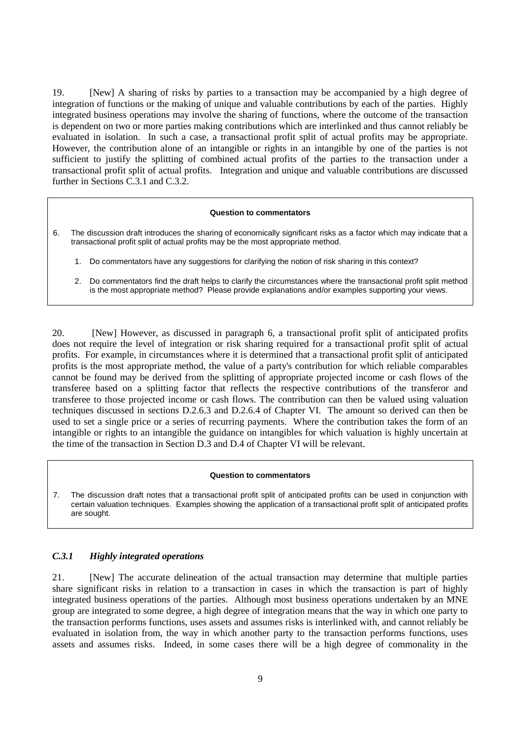19. [New] A sharing of risks by parties to a transaction may be accompanied by a high degree of integration of functions or the making of unique and valuable contributions by each of the parties. Highly integrated business operations may involve the sharing of functions, where the outcome of the transaction is dependent on two or more parties making contributions which are interlinked and thus cannot reliably be evaluated in isolation. In such a case, a transactional profit split of actual profits may be appropriate. However, the contribution alone of an intangible or rights in an intangible by one of the parties is not sufficient to justify the splitting of combined actual profits of the parties to the transaction under a transactional profit split of actual profits. Integration and unique and valuable contributions are discussed further in Sections C.3.1 and C.3.2.

> **Question to commentators**
>
> 6. The discussion draft introduces the sharing of economically significant risks as a factor which may indicate that a transactional profit split of actual profits may be the most appropriate method.
>
>    1. Do commentators have any suggestions for clarifying the notion of risk sharing in this context?
>
>    2. Do commentators find the draft helps to clarify the circumstances where the transactional profit split method is the most appropriate method? Please provide explanations and/or examples supporting your views.

20. [New] However, as discussed in paragraph 6, a transactional profit split of anticipated profits does not require the level of integration or risk sharing required for a transactional profit split of actual profits. For example, in circumstances where it is determined that a transactional profit split of anticipated profits is the most appropriate method, the value of a party's contribution for which reliable comparables cannot be found may be derived from the splitting of appropriate projected income or cash flows of the transferee based on a splitting factor that reflects the respective contributions of the transferor and transferee to those projected income or cash flows. The contribution can then be valued using valuation techniques discussed in sections D.2.6.3 and D.2.6.4 of Chapter VI. The amount so derived can then be used to set a single price or a series of recurring payments. Where the contribution takes the form of an intangible or rights to an intangible the guidance on intangibles for which valuation is highly uncertain at the time of the transaction in Section D.3 and D.4 of Chapter VI will be relevant.

> **Question to commentators**
>
> 7. The discussion draft notes that a transactional profit split of anticipated profits can be used in conjunction with certain valuation techniques. Examples showing the application of a transactional profit split of anticipated profits are sought.

### *C.3.1 Highly integrated operations*

21. [New] The accurate delineation of the actual transaction may determine that multiple parties share significant risks in relation to a transaction in cases in which the transaction is part of highly integrated business operations of the parties. Although most business operations undertaken by an MNE group are integrated to some degree, a high degree of integration means that the way in which one party to the transaction performs functions, uses assets and assumes risks is interlinked with, and cannot reliably be evaluated in isolation from, the way in which another party to the transaction performs functions, uses assets and assumes risks. Indeed, in some cases there will be a high degree of commonality in the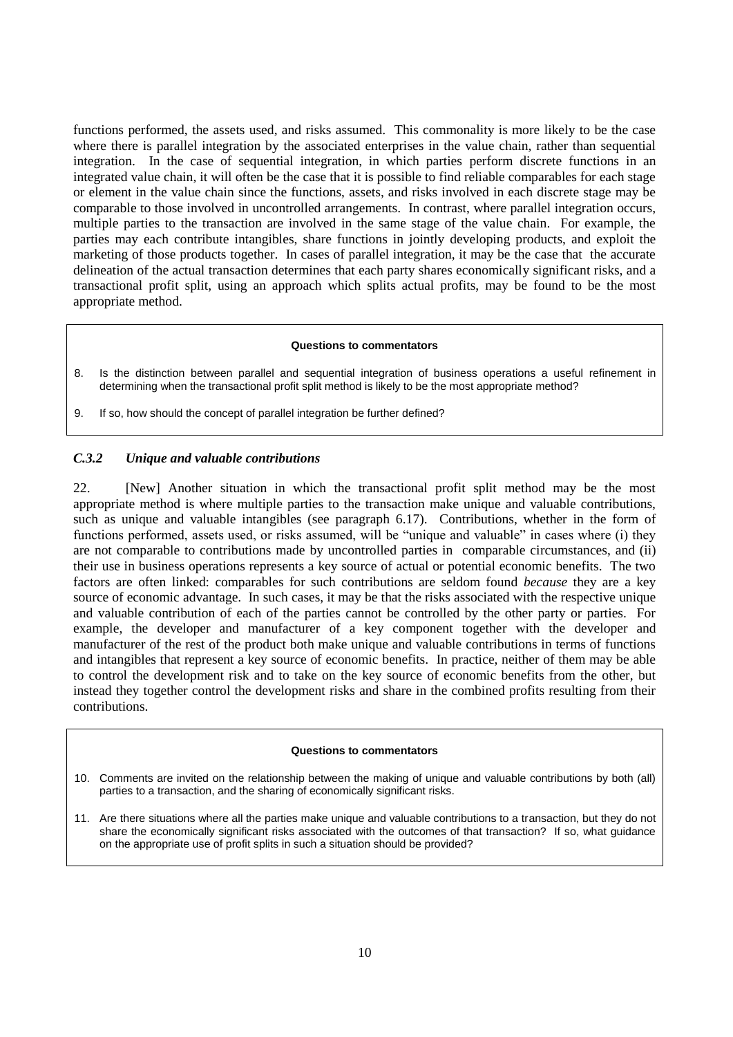functions performed, the assets used, and risks assumed. This commonality is more likely to be the case where there is parallel integration by the associated enterprises in the value chain, rather than sequential integration. In the case of sequential integration, in which parties perform discrete functions in an integrated value chain, it will often be the case that it is possible to find reliable comparables for each stage or element in the value chain since the functions, assets, and risks involved in each discrete stage may be comparable to those involved in uncontrolled arrangements. In contrast, where parallel integration occurs, multiple parties to the transaction are involved in the same stage of the value chain. For example, the parties may each contribute intangibles, share functions in jointly developing products, and exploit the marketing of those products together. In cases of parallel integration, it may be the case that the accurate delineation of the actual transaction determines that each party shares economically significant risks, and a transactional profit split, using an approach which splits actual profits, may be found to be the most appropriate method.

> **Questions to commentators**
>
> 8. Is the distinction between parallel and sequential integration of business operations a useful refinement in determining when the transactional profit split method is likely to be the most appropriate method?
>
> 9. If so, how should the concept of parallel integration be further defined?

### *C.3.2 Unique and valuable contributions*

22. [New] Another situation in which the transactional profit split method may be the most appropriate method is where multiple parties to the transaction make unique and valuable contributions, such as unique and valuable intangibles (see paragraph 6.17). Contributions, whether in the form of functions performed, assets used, or risks assumed, will be "unique and valuable" in cases where (i) they are not comparable to contributions made by uncontrolled parties in comparable circumstances, and (ii) their use in business operations represents a key source of actual or potential economic benefits. The two factors are often linked: comparables for such contributions are seldom found *because* they are a key source of economic advantage. In such cases, it may be that the risks associated with the respective unique and valuable contribution of each of the parties cannot be controlled by the other party or parties. For example, the developer and manufacturer of a key component together with the developer and manufacturer of the rest of the product both make unique and valuable contributions in terms of functions and intangibles that represent a key source of economic benefits. In practice, neither of them may be able to control the development risk and to take on the key source of economic benefits from the other, but instead they together control the development risks and share in the combined profits resulting from their contributions.

> **Questions to commentators**
>
> 10. Comments are invited on the relationship between the making of unique and valuable contributions by both (all) parties to a transaction, and the sharing of economically significant risks.
>
> 11. Are there situations where all the parties make unique and valuable contributions to a transaction, but they do not share the economically significant risks associated with the outcomes of that transaction? If so, what guidance on the appropriate use of profit splits in such a situation should be provided?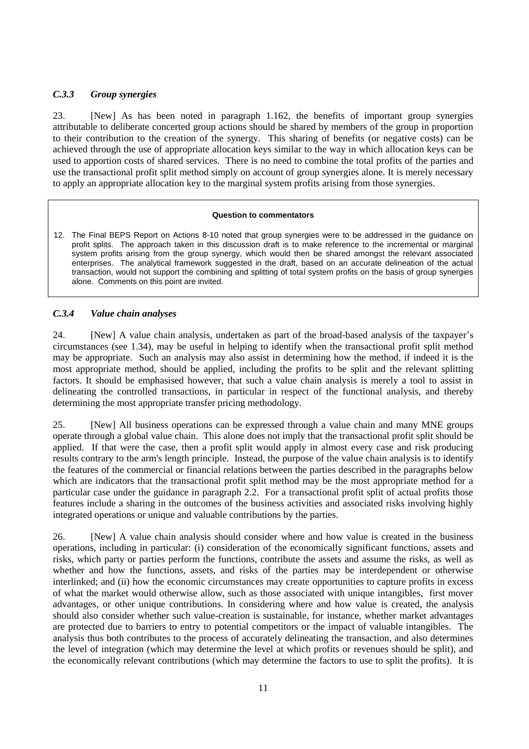### *C.3.3 Group synergies*

23. [New] As has been noted in paragraph 1.162, the benefits of important group synergies attributable to deliberate concerted group actions should be shared by members of the group in proportion to their contribution to the creation of the synergy. This sharing of benefits (or negative costs) can be achieved through the use of appropriate allocation keys similar to the way in which allocation keys can be used to apportion costs of shared services. There is no need to combine the total profits of the parties and use the transactional profit split method simply on account of group synergies alone. It is merely necessary to apply an appropriate allocation key to the marginal system profits arising from those synergies.

> **Question to commentators**
>
> 12. The Final BEPS Report on Actions 8-10 noted that group synergies were to be addressed in the guidance on profit splits. The approach taken in this discussion draft is to make reference to the incremental or marginal system profits arising from the group synergy, which would then be shared amongst the relevant associated enterprises. The analytical framework suggested in the draft, based on an accurate delineation of the actual transaction, would not support the combining and splitting of total system profits on the basis of group synergies alone. Comments on this point are invited.

### *C.3.4 Value chain analyses*

24. [New] A value chain analysis, undertaken as part of the broad-based analysis of the taxpayer's circumstances (see 1.34), may be useful in helping to identify when the transactional profit split method may be appropriate. Such an analysis may also assist in determining how the method, if indeed it is the most appropriate method, should be applied, including the profits to be split and the relevant splitting factors. It should be emphasised however, that such a value chain analysis is merely a tool to assist in delineating the controlled transactions, in particular in respect of the functional analysis, and thereby determining the most appropriate transfer pricing methodology.

25. [New] All business operations can be expressed through a value chain and many MNE groups operate through a global value chain. This alone does not imply that the transactional profit split should be applied. If that were the case, then a profit split would apply in almost every case and risk producing results contrary to the arm's length principle. Instead, the purpose of the value chain analysis is to identify the features of the commercial or financial relations between the parties described in the paragraphs below which are indicators that the transactional profit split method may be the most appropriate method for a particular case under the guidance in paragraph 2.2. For a transactional profit split of actual profits those features include a sharing in the outcomes of the business activities and associated risks involving highly integrated operations or unique and valuable contributions by the parties.

26. [New] A value chain analysis should consider where and how value is created in the business operations, including in particular: (i) consideration of the economically significant functions, assets and risks, which party or parties perform the functions, contribute the assets and assume the risks, as well as whether and how the functions, assets, and risks of the parties may be interdependent or otherwise interlinked; and (ii) how the economic circumstances may create opportunities to capture profits in excess of what the market would otherwise allow, such as those associated with unique intangibles, first mover advantages, or other unique contributions. In considering where and how value is created, the analysis should also consider whether such value-creation is sustainable, for instance, whether market advantages are protected due to barriers to entry to potential competitors or the impact of valuable intangibles. The analysis thus both contributes to the process of accurately delineating the transaction, and also determines the level of integration (which may determine the level at which profits or revenues should be split), and the economically relevant contributions (which may determine the factors to use to split the profits). It is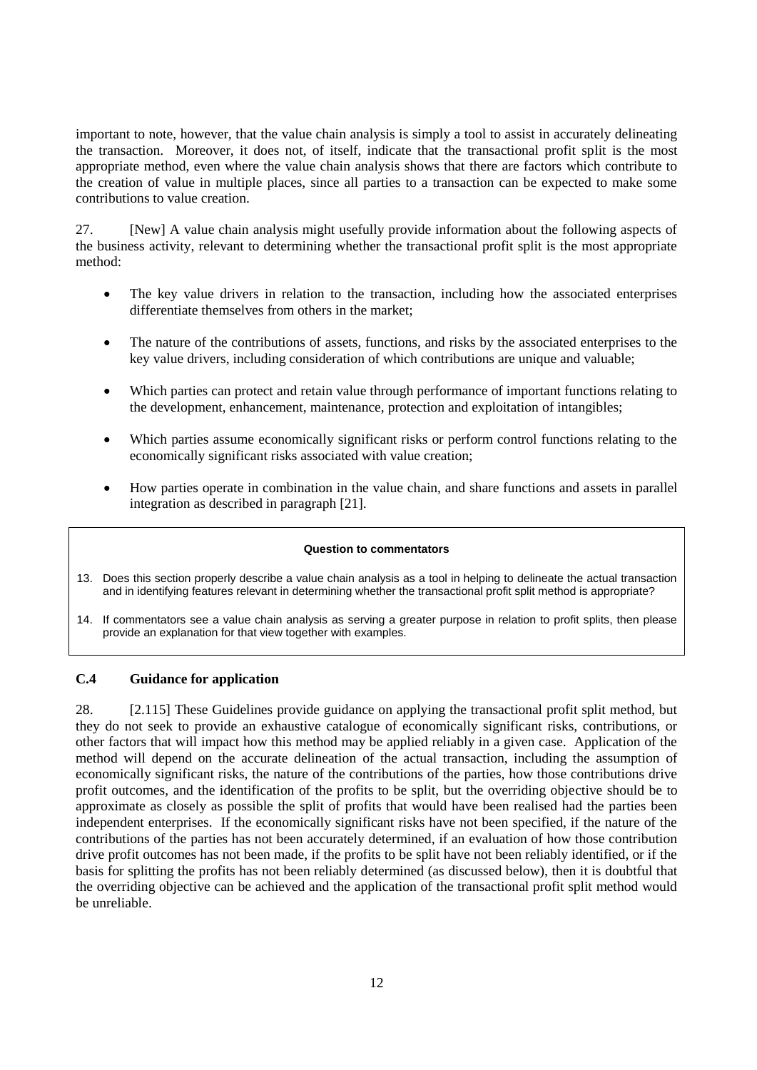important to note, however, that the value chain analysis is simply a tool to assist in accurately delineating the transaction. Moreover, it does not, of itself, indicate that the transactional profit split is the most appropriate method, even where the value chain analysis shows that there are factors which contribute to the creation of value in multiple places, since all parties to a transaction can be expected to make some contributions to value creation.

27. [New] A value chain analysis might usefully provide information about the following aspects of the business activity, relevant to determining whether the transactional profit split is the most appropriate method:

- The key value drivers in relation to the transaction, including how the associated enterprises differentiate themselves from others in the market;
- The nature of the contributions of assets, functions, and risks by the associated enterprises to the key value drivers, including consideration of which contributions are unique and valuable;
- Which parties can protect and retain value through performance of important functions relating to the development, enhancement, maintenance, protection and exploitation of intangibles;
- Which parties assume economically significant risks or perform control functions relating to the economically significant risks associated with value creation;
- How parties operate in combination in the value chain, and share functions and assets in parallel integration as described in paragraph [21].

**Question to commentators**

13. Does this section properly describe a value chain analysis as a tool in helping to delineate the actual transaction and in identifying features relevant in determining whether the transactional profit split method is appropriate?
14. If commentators see a value chain analysis as serving a greater purpose in relation to profit splits, then please provide an explanation for that view together with examples.

### C.4 Guidance for application

28. [2.115] These Guidelines provide guidance on applying the transactional profit split method, but they do not seek to provide an exhaustive catalogue of economically significant risks, contributions, or other factors that will impact how this method may be applied reliably in a given case. Application of the method will depend on the accurate delineation of the actual transaction, including the assumption of economically significant risks, the nature of the contributions of the parties, how those contributions drive profit outcomes, and the identification of the profits to be split, but the overriding objective should be to approximate as closely as possible the split of profits that would have been realised had the parties been independent enterprises. If the economically significant risks have not been specified, if the nature of the contributions of the parties has not been accurately determined, if an evaluation of how those contribution drive profit outcomes has not been made, if the profits to be split have not been reliably identified, or if the basis for splitting the profits has not been reliably determined (as discussed below), then it is doubtful that the overriding objective can be achieved and the application of the transactional profit split method would be unreliable.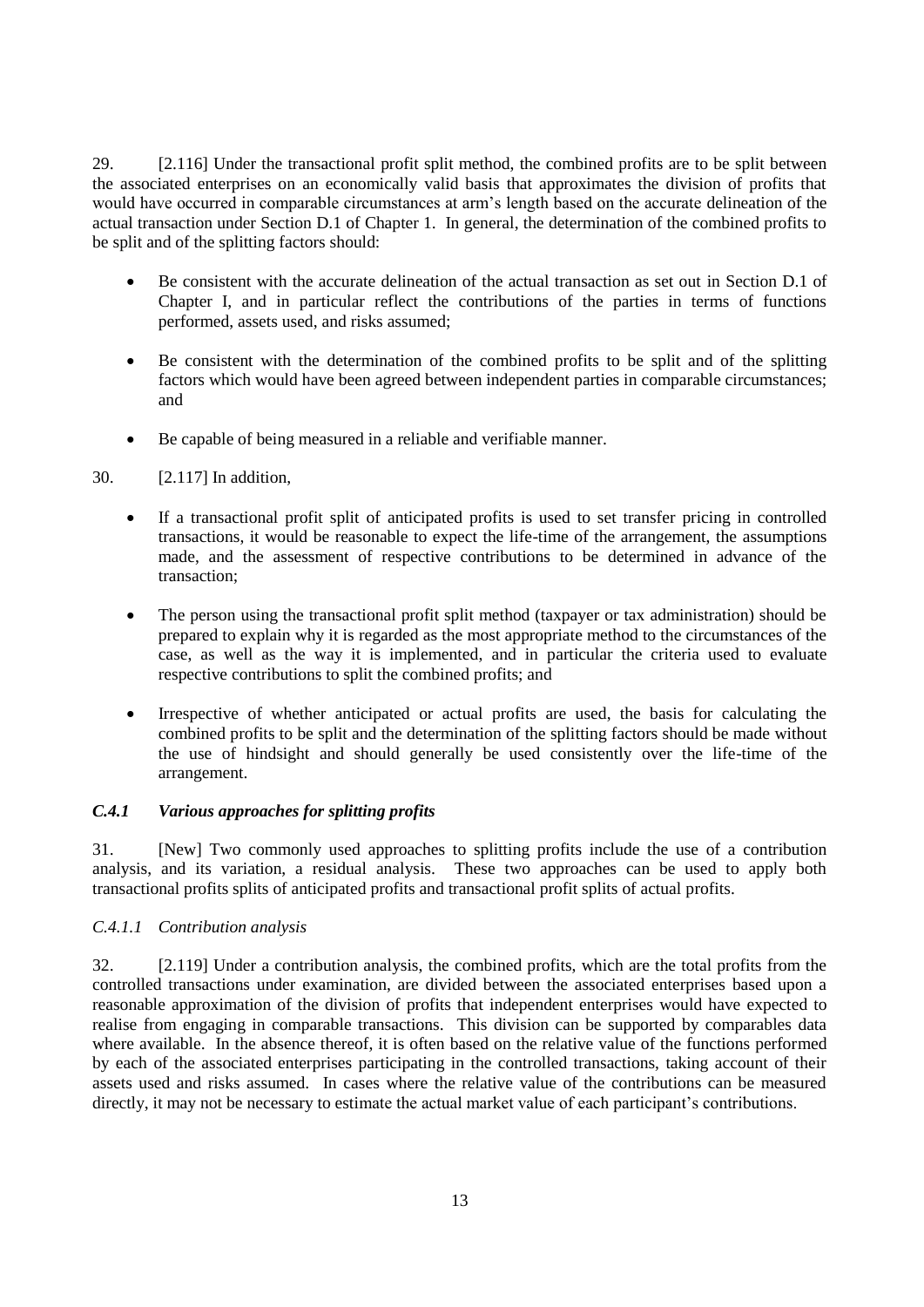29. [2.116] Under the transactional profit split method, the combined profits are to be split between the associated enterprises on an economically valid basis that approximates the division of profits that would have occurred in comparable circumstances at arm's length based on the accurate delineation of the actual transaction under Section D.1 of Chapter 1. In general, the determination of the combined profits to be split and of the splitting factors should:

- Be consistent with the accurate delineation of the actual transaction as set out in Section D.1 of Chapter I, and in particular reflect the contributions of the parties in terms of functions performed, assets used, and risks assumed;
- Be consistent with the determination of the combined profits to be split and of the splitting factors which would have been agreed between independent parties in comparable circumstances; and
- Be capable of being measured in a reliable and verifiable manner.

30. [2.117] In addition,

- If a transactional profit split of anticipated profits is used to set transfer pricing in controlled transactions, it would be reasonable to expect the life-time of the arrangement, the assumptions made, and the assessment of respective contributions to be determined in advance of the transaction;
- The person using the transactional profit split method (taxpayer or tax administration) should be prepared to explain why it is regarded as the most appropriate method to the circumstances of the case, as well as the way it is implemented, and in particular the criteria used to evaluate respective contributions to split the combined profits; and
- Irrespective of whether anticipated or actual profits are used, the basis for calculating the combined profits to be split and the determination of the splitting factors should be made without the use of hindsight and should generally be used consistently over the life-time of the arrangement.

### *C.4.1 Various approaches for splitting profits*

31. [New] Two commonly used approaches to splitting profits include the use of a contribution analysis, and its variation, a residual analysis. These two approaches can be used to apply both transactional profits splits of anticipated profits and transactional profit splits of actual profits.

#### *C.4.1.1 Contribution analysis*

32. [2.119] Under a contribution analysis, the combined profits, which are the total profits from the controlled transactions under examination, are divided between the associated enterprises based upon a reasonable approximation of the division of profits that independent enterprises would have expected to realise from engaging in comparable transactions. This division can be supported by comparables data where available. In the absence thereof, it is often based on the relative value of the functions performed by each of the associated enterprises participating in the controlled transactions, taking account of their assets used and risks assumed. In cases where the relative value of the contributions can be measured directly, it may not be necessary to estimate the actual market value of each participant's contributions.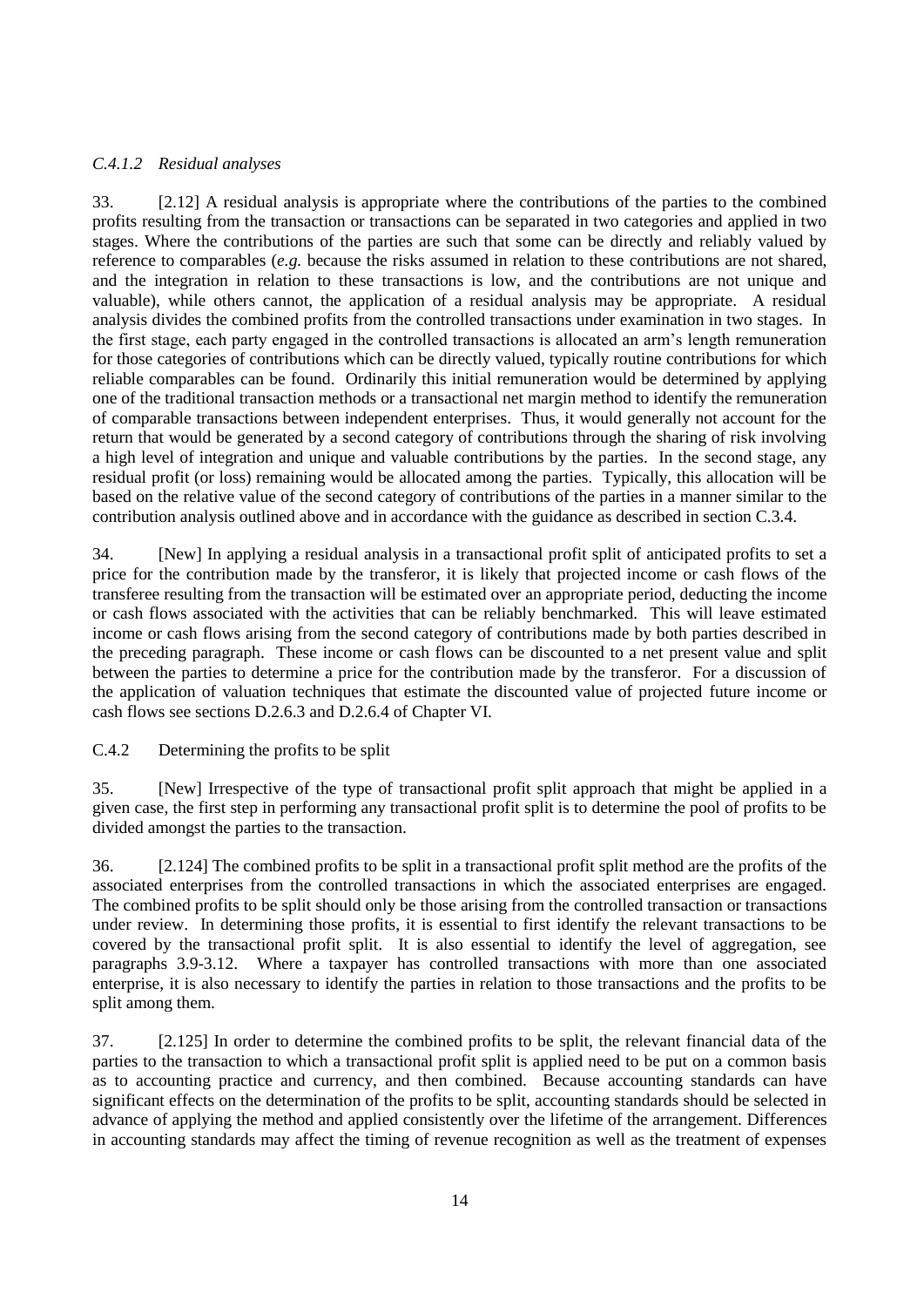#### *C.4.1.2 Residual analyses*

33. [2.12] A residual analysis is appropriate where the contributions of the parties to the combined profits resulting from the transaction or transactions can be separated in two categories and applied in two stages. Where the contributions of the parties are such that some can be directly and reliably valued by reference to comparables (*e.g.* because the risks assumed in relation to these contributions are not shared, and the integration in relation to these transactions is low, and the contributions are not unique and valuable), while others cannot, the application of a residual analysis may be appropriate. A residual analysis divides the combined profits from the controlled transactions under examination in two stages. In the first stage, each party engaged in the controlled transactions is allocated an arm's length remuneration for those categories of contributions which can be directly valued, typically routine contributions for which reliable comparables can be found. Ordinarily this initial remuneration would be determined by applying one of the traditional transaction methods or a transactional net margin method to identify the remuneration of comparable transactions between independent enterprises. Thus, it would generally not account for the return that would be generated by a second category of contributions through the sharing of risk involving a high level of integration and unique and valuable contributions by the parties. In the second stage, any residual profit (or loss) remaining would be allocated among the parties. Typically, this allocation will be based on the relative value of the second category of contributions of the parties in a manner similar to the contribution analysis outlined above and in accordance with the guidance as described in section C.3.4.

34. [New] In applying a residual analysis in a transactional profit split of anticipated profits to set a price for the contribution made by the transferor, it is likely that projected income or cash flows of the transferee resulting from the transaction will be estimated over an appropriate period, deducting the income or cash flows associated with the activities that can be reliably benchmarked. This will leave estimated income or cash flows arising from the second category of contributions made by both parties described in the preceding paragraph. These income or cash flows can be discounted to a net present value and split between the parties to determine a price for the contribution made by the transferor. For a discussion of the application of valuation techniques that estimate the discounted value of projected future income or cash flows see sections D.2.6.3 and D.2.6.4 of Chapter VI.

### C.4.2 Determining the profits to be split

35. [New] Irrespective of the type of transactional profit split approach that might be applied in a given case, the first step in performing any transactional profit split is to determine the pool of profits to be divided amongst the parties to the transaction.

36. [2.124] The combined profits to be split in a transactional profit split method are the profits of the associated enterprises from the controlled transactions in which the associated enterprises are engaged. The combined profits to be split should only be those arising from the controlled transaction or transactions under review. In determining those profits, it is essential to first identify the relevant transactions to be covered by the transactional profit split. It is also essential to identify the level of aggregation, see paragraphs 3.9-3.12. Where a taxpayer has controlled transactions with more than one associated enterprise, it is also necessary to identify the parties in relation to those transactions and the profits to be split among them.

37. [2.125] In order to determine the combined profits to be split, the relevant financial data of the parties to the transaction to which a transactional profit split is applied need to be put on a common basis as to accounting practice and currency, and then combined. Because accounting standards can have significant effects on the determination of the profits to be split, accounting standards should be selected in advance of applying the method and applied consistently over the lifetime of the arrangement. Differences in accounting standards may affect the timing of revenue recognition as well as the treatment of expenses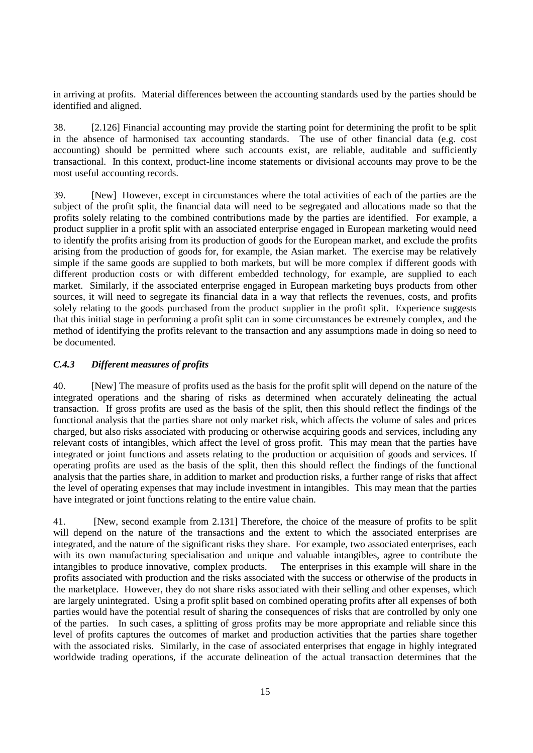in arriving at profits. Material differences between the accounting standards used by the parties should be identified and aligned.

38. [2.126] Financial accounting may provide the starting point for determining the profit to be split in the absence of harmonised tax accounting standards. The use of other financial data (e.g. cost accounting) should be permitted where such accounts exist, are reliable, auditable and sufficiently transactional. In this context, product-line income statements or divisional accounts may prove to be the most useful accounting records.

39. [New] However, except in circumstances where the total activities of each of the parties are the subject of the profit split, the financial data will need to be segregated and allocations made so that the profits solely relating to the combined contributions made by the parties are identified. For example, a product supplier in a profit split with an associated enterprise engaged in European marketing would need to identify the profits arising from its production of goods for the European market, and exclude the profits arising from the production of goods for, for example, the Asian market. The exercise may be relatively simple if the same goods are supplied to both markets, but will be more complex if different goods with different production costs or with different embedded technology, for example, are supplied to each market. Similarly, if the associated enterprise engaged in European marketing buys products from other sources, it will need to segregate its financial data in a way that reflects the revenues, costs, and profits solely relating to the goods purchased from the product supplier in the profit split. Experience suggests that this initial stage in performing a profit split can in some circumstances be extremely complex, and the method of identifying the profits relevant to the transaction and any assumptions made in doing so need to be documented.

### *C.4.3 Different measures of profits*

40. [New] The measure of profits used as the basis for the profit split will depend on the nature of the integrated operations and the sharing of risks as determined when accurately delineating the actual transaction. If gross profits are used as the basis of the split, then this should reflect the findings of the functional analysis that the parties share not only market risk, which affects the volume of sales and prices charged, but also risks associated with producing or otherwise acquiring goods and services, including any relevant costs of intangibles, which affect the level of gross profit. This may mean that the parties have integrated or joint functions and assets relating to the production or acquisition of goods and services. If operating profits are used as the basis of the split, then this should reflect the findings of the functional analysis that the parties share, in addition to market and production risks, a further range of risks that affect the level of operating expenses that may include investment in intangibles. This may mean that the parties have integrated or joint functions relating to the entire value chain.

41. [New, second example from 2.131] Therefore, the choice of the measure of profits to be split will depend on the nature of the transactions and the extent to which the associated enterprises are integrated, and the nature of the significant risks they share. For example, two associated enterprises, each with its own manufacturing specialisation and unique and valuable intangibles, agree to contribute the intangibles to produce innovative, complex products. The enterprises in this example will share in the profits associated with production and the risks associated with the success or otherwise of the products in the marketplace. However, they do not share risks associated with their selling and other expenses, which are largely unintegrated. Using a profit split based on combined operating profits after all expenses of both parties would have the potential result of sharing the consequences of risks that are controlled by only one of the parties. In such cases, a splitting of gross profits may be more appropriate and reliable since this level of profits captures the outcomes of market and production activities that the parties share together with the associated risks. Similarly, in the case of associated enterprises that engage in highly integrated worldwide trading operations, if the accurate delineation of the actual transaction determines that the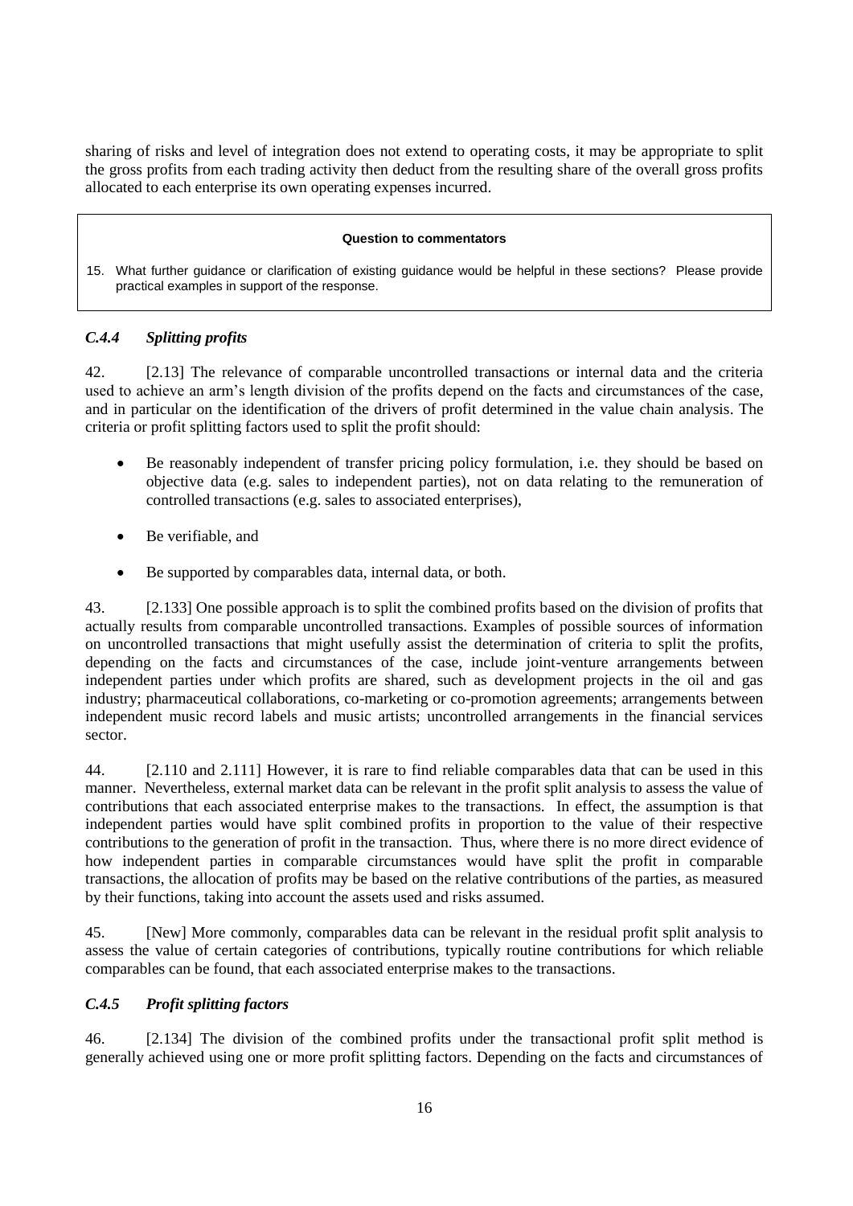sharing of risks and level of integration does not extend to operating costs, it may be appropriate to split the gross profits from each trading activity then deduct from the resulting share of the overall gross profits allocated to each enterprise its own operating expenses incurred.

> **Question to commentators**
>
> 15. What further guidance or clarification of existing guidance would be helpful in these sections? Please provide practical examples in support of the response.

### *C.4.4 Splitting profits*

42. [2.13] The relevance of comparable uncontrolled transactions or internal data and the criteria used to achieve an arm's length division of the profits depend on the facts and circumstances of the case, and in particular on the identification of the drivers of profit determined in the value chain analysis. The criteria or profit splitting factors used to split the profit should:

- Be reasonably independent of transfer pricing policy formulation, i.e. they should be based on objective data (e.g. sales to independent parties), not on data relating to the remuneration of controlled transactions (e.g. sales to associated enterprises),
- Be verifiable, and
- Be supported by comparables data, internal data, or both.

43. [2.133] One possible approach is to split the combined profits based on the division of profits that actually results from comparable uncontrolled transactions. Examples of possible sources of information on uncontrolled transactions that might usefully assist the determination of criteria to split the profits, depending on the facts and circumstances of the case, include joint-venture arrangements between independent parties under which profits are shared, such as development projects in the oil and gas industry; pharmaceutical collaborations, co-marketing or co-promotion agreements; arrangements between independent music record labels and music artists; uncontrolled arrangements in the financial services sector.

44. [2.110 and 2.111] However, it is rare to find reliable comparables data that can be used in this manner. Nevertheless, external market data can be relevant in the profit split analysis to assess the value of contributions that each associated enterprise makes to the transactions. In effect, the assumption is that independent parties would have split combined profits in proportion to the value of their respective contributions to the generation of profit in the transaction. Thus, where there is no more direct evidence of how independent parties in comparable circumstances would have split the profit in comparable transactions, the allocation of profits may be based on the relative contributions of the parties, as measured by their functions, taking into account the assets used and risks assumed.

45. [New] More commonly, comparables data can be relevant in the residual profit split analysis to assess the value of certain categories of contributions, typically routine contributions for which reliable comparables can be found, that each associated enterprise makes to the transactions.

### *C.4.5 Profit splitting factors*

46. [2.134] The division of the combined profits under the transactional profit split method is generally achieved using one or more profit splitting factors. Depending on the facts and circumstances of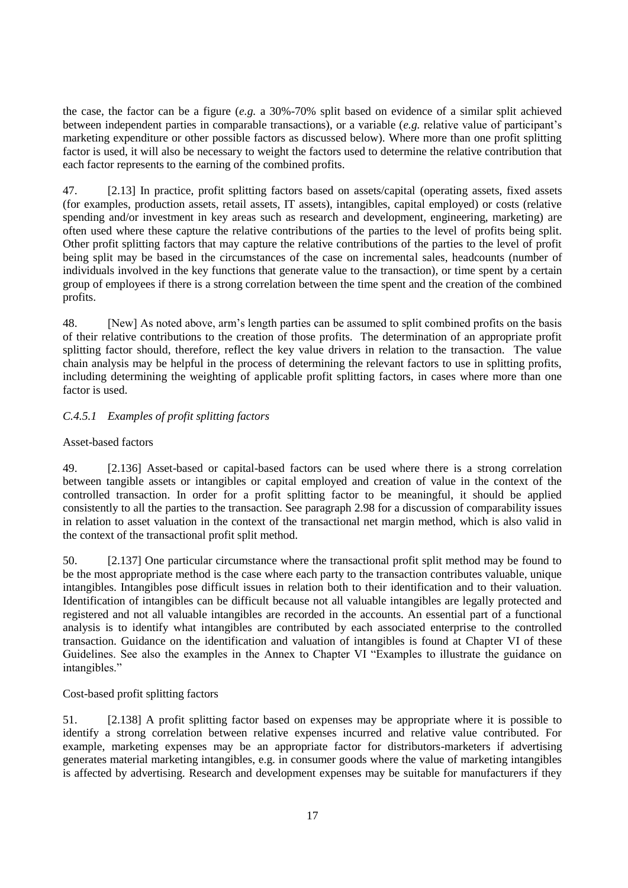the case, the factor can be a figure (*e.g.* a 30%-70% split based on evidence of a similar split achieved between independent parties in comparable transactions), or a variable (*e.g.* relative value of participant's marketing expenditure or other possible factors as discussed below). Where more than one profit splitting factor is used, it will also be necessary to weight the factors used to determine the relative contribution that each factor represents to the earning of the combined profits.

47. [2.13] In practice, profit splitting factors based on assets/capital (operating assets, fixed assets (for examples, production assets, retail assets, IT assets), intangibles, capital employed) or costs (relative spending and/or investment in key areas such as research and development, engineering, marketing) are often used where these capture the relative contributions of the parties to the level of profits being split. Other profit splitting factors that may capture the relative contributions of the parties to the level of profit being split may be based in the circumstances of the case on incremental sales, headcounts (number of individuals involved in the key functions that generate value to the transaction), or time spent by a certain group of employees if there is a strong correlation between the time spent and the creation of the combined profits.

48. [New] As noted above, arm's length parties can be assumed to split combined profits on the basis of their relative contributions to the creation of those profits. The determination of an appropriate profit splitting factor should, therefore, reflect the key value drivers in relation to the transaction. The value chain analysis may be helpful in the process of determining the relevant factors to use in splitting profits, including determining the weighting of applicable profit splitting factors, in cases where more than one factor is used.

### *C.4.5.1 Examples of profit splitting factors*

Asset-based factors

49. [2.136] Asset-based or capital-based factors can be used where there is a strong correlation between tangible assets or intangibles or capital employed and creation of value in the context of the controlled transaction. In order for a profit splitting factor to be meaningful, it should be applied consistently to all the parties to the transaction. See paragraph 2.98 for a discussion of comparability issues in relation to asset valuation in the context of the transactional net margin method, which is also valid in the context of the transactional profit split method.

50. [2.137] One particular circumstance where the transactional profit split method may be found to be the most appropriate method is the case where each party to the transaction contributes valuable, unique intangibles. Intangibles pose difficult issues in relation both to their identification and to their valuation. Identification of intangibles can be difficult because not all valuable intangibles are legally protected and registered and not all valuable intangibles are recorded in the accounts. An essential part of a functional analysis is to identify what intangibles are contributed by each associated enterprise to the controlled transaction. Guidance on the identification and valuation of intangibles is found at Chapter VI of these Guidelines. See also the examples in the Annex to Chapter VI "Examples to illustrate the guidance on intangibles."

Cost-based profit splitting factors

51. [2.138] A profit splitting factor based on expenses may be appropriate where it is possible to identify a strong correlation between relative expenses incurred and relative value contributed. For example, marketing expenses may be an appropriate factor for distributors-marketers if advertising generates material marketing intangibles, e.g. in consumer goods where the value of marketing intangibles is affected by advertising. Research and development expenses may be suitable for manufacturers if they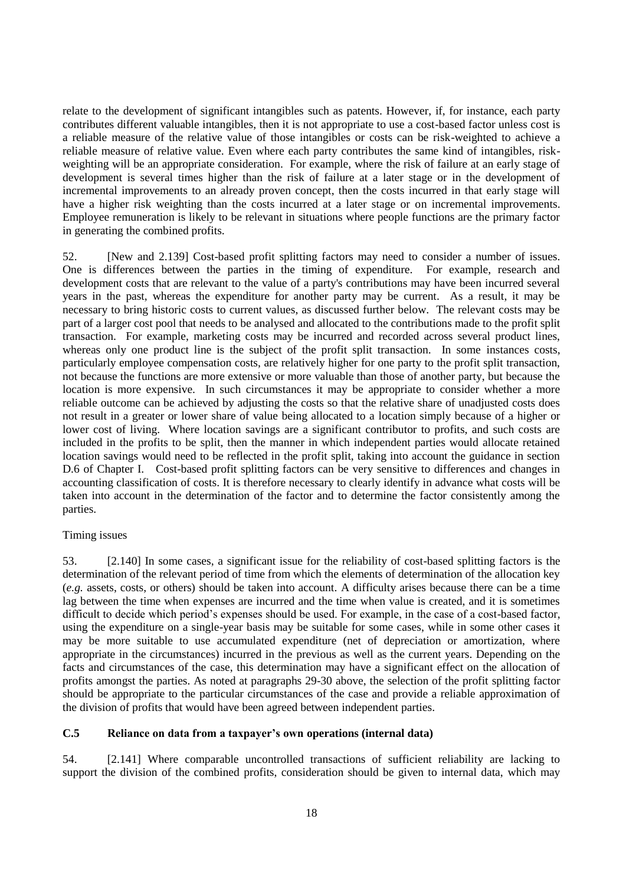relate to the development of significant intangibles such as patents. However, if, for instance, each party contributes different valuable intangibles, then it is not appropriate to use a cost-based factor unless cost is a reliable measure of the relative value of those intangibles or costs can be risk-weighted to achieve a reliable measure of relative value. Even where each party contributes the same kind of intangibles, risk-weighting will be an appropriate consideration. For example, where the risk of failure at an early stage of development is several times higher than the risk of failure at a later stage or in the development of incremental improvements to an already proven concept, then the costs incurred in that early stage will have a higher risk weighting than the costs incurred at a later stage or on incremental improvements. Employee remuneration is likely to be relevant in situations where people functions are the primary factor in generating the combined profits.

52. [New and 2.139] Cost-based profit splitting factors may need to consider a number of issues. One is differences between the parties in the timing of expenditure. For example, research and development costs that are relevant to the value of a party's contributions may have been incurred several years in the past, whereas the expenditure for another party may be current. As a result, it may be necessary to bring historic costs to current values, as discussed further below. The relevant costs may be part of a larger cost pool that needs to be analysed and allocated to the contributions made to the profit split transaction. For example, marketing costs may be incurred and recorded across several product lines, whereas only one product line is the subject of the profit split transaction. In some instances costs, particularly employee compensation costs, are relatively higher for one party to the profit split transaction, not because the functions are more extensive or more valuable than those of another party, but because the location is more expensive. In such circumstances it may be appropriate to consider whether a more reliable outcome can be achieved by adjusting the costs so that the relative share of unadjusted costs does not result in a greater or lower share of value being allocated to a location simply because of a higher or lower cost of living. Where location savings are a significant contributor to profits, and such costs are included in the profits to be split, then the manner in which independent parties would allocate retained location savings would need to be reflected in the profit split, taking into account the guidance in section D.6 of Chapter I. Cost-based profit splitting factors can be very sensitive to differences and changes in accounting classification of costs. It is therefore necessary to clearly identify in advance what costs will be taken into account in the determination of the factor and to determine the factor consistently among the parties.

Timing issues

53. [2.140] In some cases, a significant issue for the reliability of cost-based splitting factors is the determination of the relevant period of time from which the elements of determination of the allocation key (*e.g.* assets, costs, or others) should be taken into account. A difficulty arises because there can be a time lag between the time when expenses are incurred and the time when value is created, and it is sometimes difficult to decide which period's expenses should be used. For example, in the case of a cost-based factor, using the expenditure on a single-year basis may be suitable for some cases, while in some other cases it may be more suitable to use accumulated expenditure (net of depreciation or amortization, where appropriate in the circumstances) incurred in the previous as well as the current years. Depending on the facts and circumstances of the case, this determination may have a significant effect on the allocation of profits amongst the parties. As noted at paragraphs 29-30 above, the selection of the profit splitting factor should be appropriate to the particular circumstances of the case and provide a reliable approximation of the division of profits that would have been agreed between independent parties.

### C.5 Reliance on data from a taxpayer's own operations (internal data)

54. [2.141] Where comparable uncontrolled transactions of sufficient reliability are lacking to support the division of the combined profits, consideration should be given to internal data, which may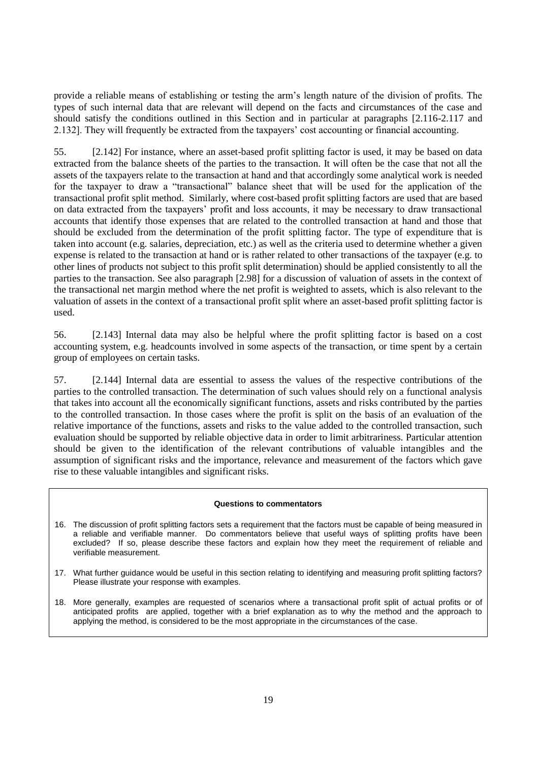provide a reliable means of establishing or testing the arm's length nature of the division of profits. The types of such internal data that are relevant will depend on the facts and circumstances of the case and should satisfy the conditions outlined in this Section and in particular at paragraphs [2.116-2.117 and 2.132]. They will frequently be extracted from the taxpayers' cost accounting or financial accounting.

55. [2.142] For instance, where an asset-based profit splitting factor is used, it may be based on data extracted from the balance sheets of the parties to the transaction. It will often be the case that not all the assets of the taxpayers relate to the transaction at hand and that accordingly some analytical work is needed for the taxpayer to draw a "transactional" balance sheet that will be used for the application of the transactional profit split method. Similarly, where cost-based profit splitting factors are used that are based on data extracted from the taxpayers' profit and loss accounts, it may be necessary to draw transactional accounts that identify those expenses that are related to the controlled transaction at hand and those that should be excluded from the determination of the profit splitting factor. The type of expenditure that is taken into account (e.g. salaries, depreciation, etc.) as well as the criteria used to determine whether a given expense is related to the transaction at hand or is rather related to other transactions of the taxpayer (e.g. to other lines of products not subject to this profit split determination) should be applied consistently to all the parties to the transaction. See also paragraph [2.98] for a discussion of valuation of assets in the context of the transactional net margin method where the net profit is weighted to assets, which is also relevant to the valuation of assets in the context of a transactional profit split where an asset-based profit splitting factor is used.

56. [2.143] Internal data may also be helpful where the profit splitting factor is based on a cost accounting system, e.g. headcounts involved in some aspects of the transaction, or time spent by a certain group of employees on certain tasks.

57. [2.144] Internal data are essential to assess the values of the respective contributions of the parties to the controlled transaction. The determination of such values should rely on a functional analysis that takes into account all the economically significant functions, assets and risks contributed by the parties to the controlled transaction. In those cases where the profit is split on the basis of an evaluation of the relative importance of the functions, assets and risks to the value added to the controlled transaction, such evaluation should be supported by reliable objective data in order to limit arbitrariness. Particular attention should be given to the identification of the relevant contributions of valuable intangibles and the assumption of significant risks and the importance, relevance and measurement of the factors which gave rise to these valuable intangibles and significant risks.

**Questions to commentators**

16. The discussion of profit splitting factors sets a requirement that the factors must be capable of being measured in a reliable and verifiable manner. Do commentators believe that useful ways of splitting profits have been excluded? If so, please describe these factors and explain how they meet the requirement of reliable and verifiable measurement.

17. What further guidance would be useful in this section relating to identifying and measuring profit splitting factors? Please illustrate your response with examples.

18. More generally, examples are requested of scenarios where a transactional profit split of actual profits or of anticipated profits are applied, together with a brief explanation as to why the method and the approach to applying the method, is considered to be the most appropriate in the circumstances of the case.